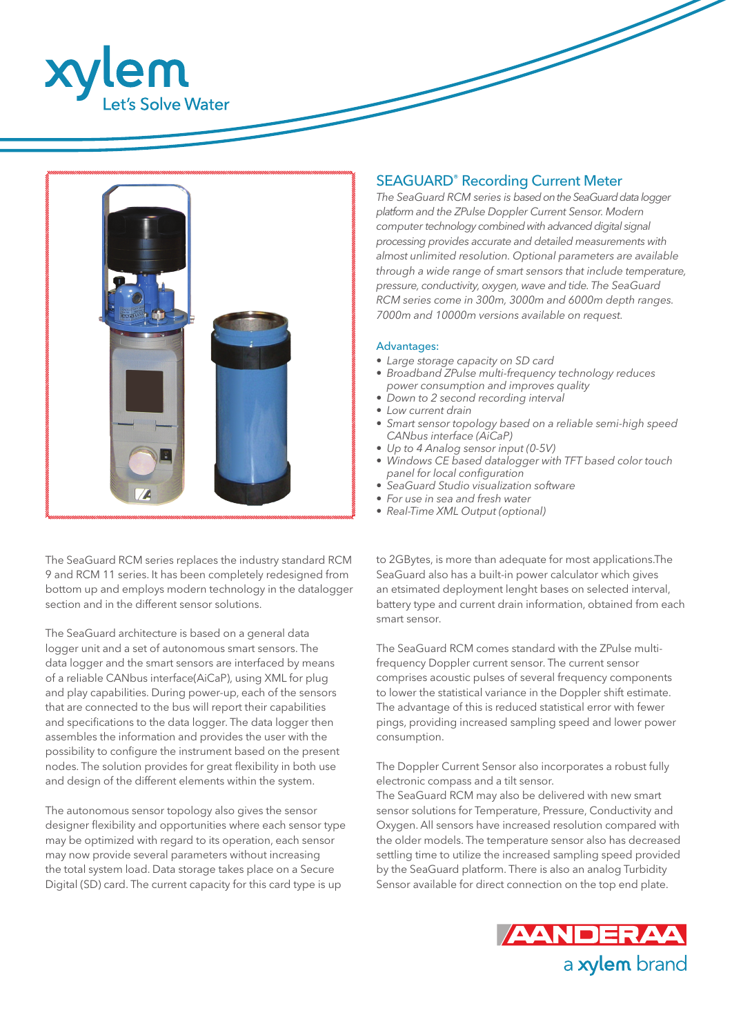## SEAGUARD® Recording Current Meter

*The SeaGuard RCM series is based on the SeaGuard data logger platform and the ZPulse Doppler Current Sensor. Modern computer technology combined with advanced digital signal processing provides accurate and detailed measurements with almost unlimited resolution. Optional parameters are available through a wide range of smart sensors that include temperature, pressure, conductivity, oxygen, wave and tide. The SeaGuard RCM series come in 300m, 3000m and 6000m depth ranges. 7000m and 10000m versions available on request.*

### Advantages:

- *Large storage capacity on SD card*
- *Broadband ZPulse multi-frequency technology reduces power consumption and improves quality*
- *Down to 2 second recording interval*
- *Low current drain*
- *Smart sensor topology based on a reliable semi-high speed CANbus interface (AiCaP)*
- *Up to 4 Analog sensor input (0-5V)*
- *Windows CE based datalogger with TFT based color touch panel for local configuration*
- *SeaGuard Studio visualization software*
- *For use in sea and fresh water*
- *Real-Time XML Output (optional)*

The SeaGuard RCM series replaces the industry standard RCM 9 and RCM 11 series. It has been completely redesigned from bottom up and employs modern technology in the datalogger section and in the different sensor solutions.

The SeaGuard architecture is based on a general data logger unit and a set of autonomous smart sensors. The data logger and the smart sensors are interfaced by means of a reliable CANbus interface(AiCaP), using XML for plug and play capabilities. During power-up, each of the sensors that are connected to the bus will report their capabilities and specifications to the data logger. The data logger then assembles the information and provides the user with the possibility to configure the instrument based on the present nodes. The solution provides for great flexibility in both use and design of the different elements within the system.

The autonomous sensor topology also gives the sensor designer flexibility and opportunities where each sensor type may be optimized with regard to its operation, each sensor may now provide several parameters without increasing the total system load. Data storage takes place on a Secure Digital (SD) card. The current capacity for this card type is up to 2GBytes, is more than adequate for most applications.The SeaGuard also has a built-in power calculator which gives an etsimated deployment lenght bases on selected interval, battery type and current drain information, obtained from each smart sensor.

The SeaGuard RCM comes standard with the ZPulse multi-frequency Doppler current sensor. The current sensor comprises acoustic pulses of several frequency components to lower the statistical variance in the Doppler shift estimate. The advantage of this is reduced statistical error with fewer pings, providing increased sampling speed and lower power consumption.

The Doppler Current Sensor also incorporates a robust fully electronic compass and a tilt sensor.
The SeaGuard RCM may also be delivered with new smart sensor solutions for Temperature, Pressure, Conductivity and Oxygen. All sensors have increased resolution compared with the older models. The temperature sensor also has decreased settling time to utilize the increased sampling speed provided by the SeaGuard platform. There is also an analog Turbidity Sensor available for direct connection on the top end plate.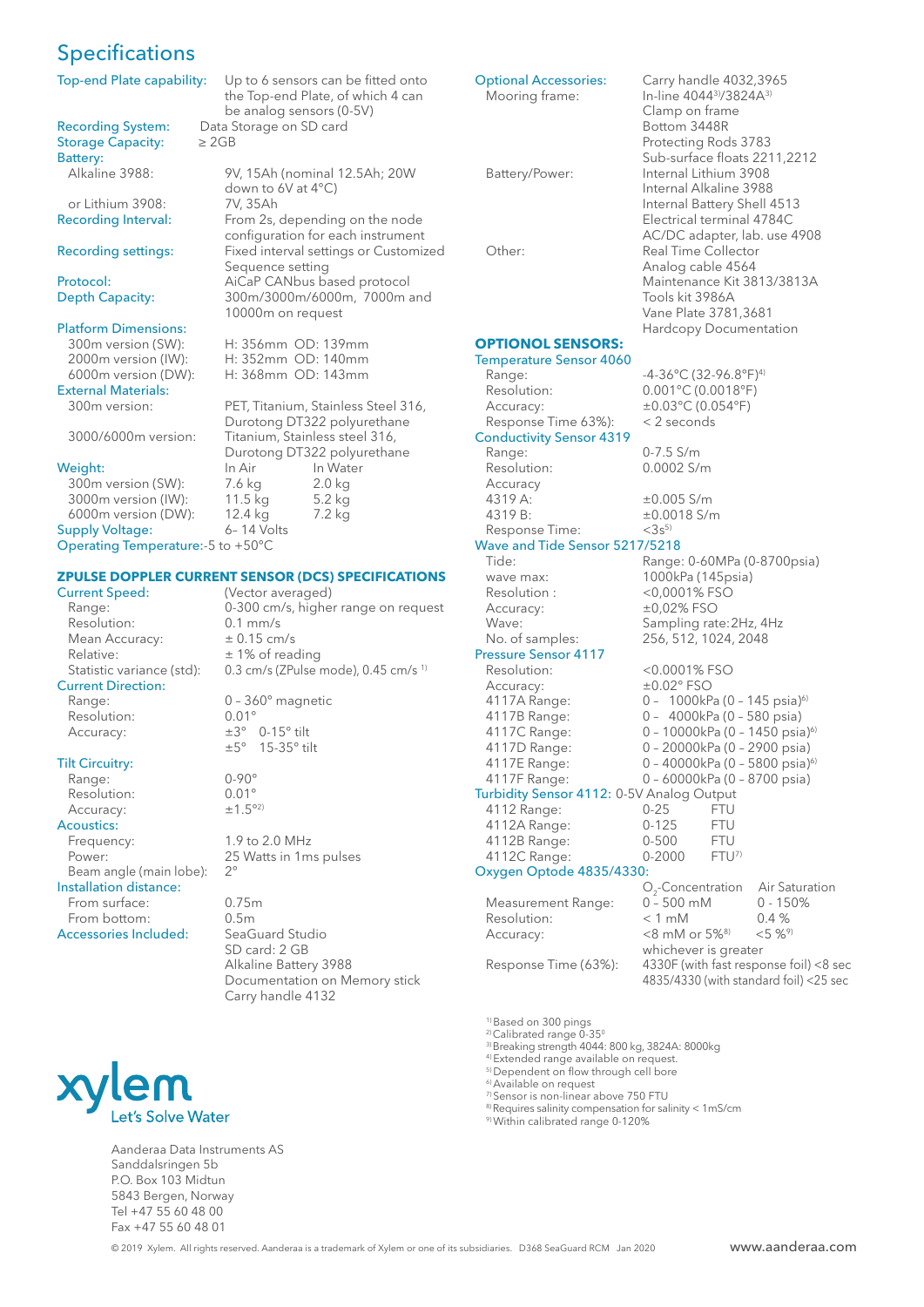# Specifications

| | |
|---|---|
| **Top-end Plate capability:** | Up to 6 sensors can be fitted onto the Top-end Plate, of which 4 can be analog sensors (0-5V) |
| **Recording System:** | Data Storage on SD card |
| **Storage Capacity:** | ≥ 2GB |
| **Battery:** | |
| Alkaline 3988: | 9V, 15Ah (nominal 12.5Ah; 20W down to 6V at 4°C) |
| or Lithium 3908: | 7V, 35Ah |
| **Recording Interval:** | From 2s, depending on the node configuration for each instrument |
| **Recording settings:** | Fixed interval settings or Customized Sequence setting |
| **Protocol:** | AiCaP CANbus based protocol |
| **Depth Capacity:** | 300m/3000m/6000m, 7000m and 10000m on request |
| **Platform Dimensions:** | |
| 300m version (SW): | H: 356mm OD: 139mm |
| 2000m version (IW): | H: 352mm OD: 140mm |
| 6000m version (DW): | H: 368mm OD: 143mm |
| **External Materials:** | |
| 300m version: | PET, Titanium, Stainless Steel 316, Durotong DT322 polyurethane |
| 3000/6000m version: | Titanium, Stainless steel 316, Durotong DT322 polyurethane |

| **Weight:** | In Air | In Water |
|---|---|---|
| 300m version (SW): | 7.6 kg | 2.0 kg |
| 3000m version (IW): | 11.5 kg | 5.2 kg |
| 6000m version (DW): | 12.4 kg | 7.2 kg |

**Supply Voltage:** 6– 14 Volts

**Operating Temperature:** -5 to +50°C

## ZPULSE DOPPLER CURRENT SENSOR (DCS) SPECIFICATIONS

| | |
|---|---|
| **Current Speed:** | (Vector averaged) |
| Range: | 0-300 cm/s, higher range on request |
| Resolution: | 0.1 mm/s |
| Mean Accuracy: | ± 0.15 cm/s |
| Relative: | ± 1% of reading |
| Statistic variance (std): | 0.3 cm/s (ZPulse mode), 0.45 cm/s [1] |
| **Current Direction:** | |
| Range: | 0 – 360° magnetic |
| Resolution: | 0.01° |
| Accuracy: | ±3° 0-15° tilt; ±5° 15-35° tilt |
| **Tilt Circuitry:** | |
| Range: | 0-90° |
| Resolution: | 0.01° |
| Accuracy: | ±1.5° [2] |
| **Acoustics:** | |
| Frequency: | 1.9 to 2.0 MHz |
| Power: | 25 Watts in 1ms pulses |
| Beam angle (main lobe): | 2° |
| **Installation distance:** | |
| From surface: | 0.75m |
| From bottom: | 0.5m |
| **Accessories Included:** | SeaGuard Studio; SD card: 2 GB; Alkaline Battery 3988; Documentation on Memory stick; Carry handle 4132 |

| | |
|---|---|
| **Optional Accessories:** | Carry handle 4032,3965 |
| Mooring frame: | In-line 4044[3]/3824A[3]; Clamp on frame; Bottom 3448R; Protecting Rods 3783; Sub-surface floats 2211,2212 |
| Battery/Power: | Internal Lithium 3908; Internal Alkaline 3988; Internal Battery Shell 4513; Electrical terminal 4784C; AC/DC adapter, lab. use 4908 |
| Other: | Real Time Collector; Analog cable 4564; Maintenance Kit 3813/3813A; Tools kit 3986A; Vane Plate 3781,3681; Hardcopy Documentation |

## OPTIONOL SENSORS:

| | |
|---|---|
| **Temperature Sensor 4060** | |
| Range: | -4-36°C (32-96.8°F)[4] |
| Resolution: | 0.001°C (0.0018°F) |
| Accuracy: | ±0.03°C (0.054°F) |
| Response Time 63%): | < 2 seconds |
| **Conductivity Sensor 4319** | |
| Range: | 0-7.5 S/m |
| Resolution: | 0.0002 S/m |
| Accuracy | |
| 4319 A: | ±0.005 S/m |
| 4319 B: | ±0.0018 S/m |
| Response Time: | <3s[5] |
| **Wave and Tide Sensor 5217/5218** | |
| Tide: | Range: 0-60MPa (0-8700psia) |
| wave max: | 1000kPa (145psia) |
| Resolution : | <0,0001% FSO |
| Accuracy: | ±0,02% FSO |
| Wave: | Sampling rate:2Hz, 4Hz |
| No. of samples: | 256, 512, 1024, 2048 |
| **Pressure Sensor 4117** | |
| Resolution: | <0.0001% FSO |
| Accuracy: | ±0.02° FSO |
| 4117A Range: | 0 – 1000kPa (0 – 145 psia)[6] |
| 4117B Range: | 0 – 4000kPa (0 – 580 psia) |
| 4117C Range: | 0 – 10000kPa (0 – 1450 psia)[6] |
| 4117D Range: | 0 – 20000kPa (0 – 2900 psia) |
| 4117E Range: | 0 – 40000kPa (0 – 5800 psia)[6] |
| 4117F Range: | 0 – 60000kPa (0 – 8700 psia) |

**Turbidity Sensor 4112:** 0-5V Analog Output

| | | |
|---|---|---|
| 4112 Range: | 0-25 | FTU |
| 4112A Range: | 0-125 | FTU |
| 4112B Range: | 0-500 | FTU |
| 4112C Range: | 0-2000 | FTU[7] |

**Oxygen Optode 4835/4330:**

| | $O_2$-Concentration | Air Saturation |
|---|---|---|
| Measurement Range: | 0 – 500 mM | 0 - 150% |
| Resolution: | < 1 mM | 0.4 % |
| Accuracy: | <8 mM or 5%[8] whichever is greater | <5 %[9] |
| Response Time (63%): | 4330F (with fast response foil) <8 sec; 4835/4330 (with standard foil) <25 sec | |

[1] Based on 300 pings
[2] Calibrated range 0-35°
[3] Breaking strength 4044: 800 kg, 3824A: 8000kg
[4] Extended range available on request.
[5] Dependent on flow through cell bore
[6] Available on request
[7] Sensor is non-linear above 750 FTU
[8] Requires salinity compensation for salinity < 1mS/cm
[9] Within calibrated range 0-120%

xylem
Let's Solve Water

Aanderaa Data Instruments AS
Sanddalsringen 5b
P.O. Box 103 Midtun
5843 Bergen, Norway
Tel +47 55 60 48 00
Fax +47 55 60 48 01

© 2019 Xylem. All rights reserved. Aanderaa is a trademark of Xylem or one of its subsidiaries. D368 SeaGuard RCM Jan 2020

www.aanderaa.com